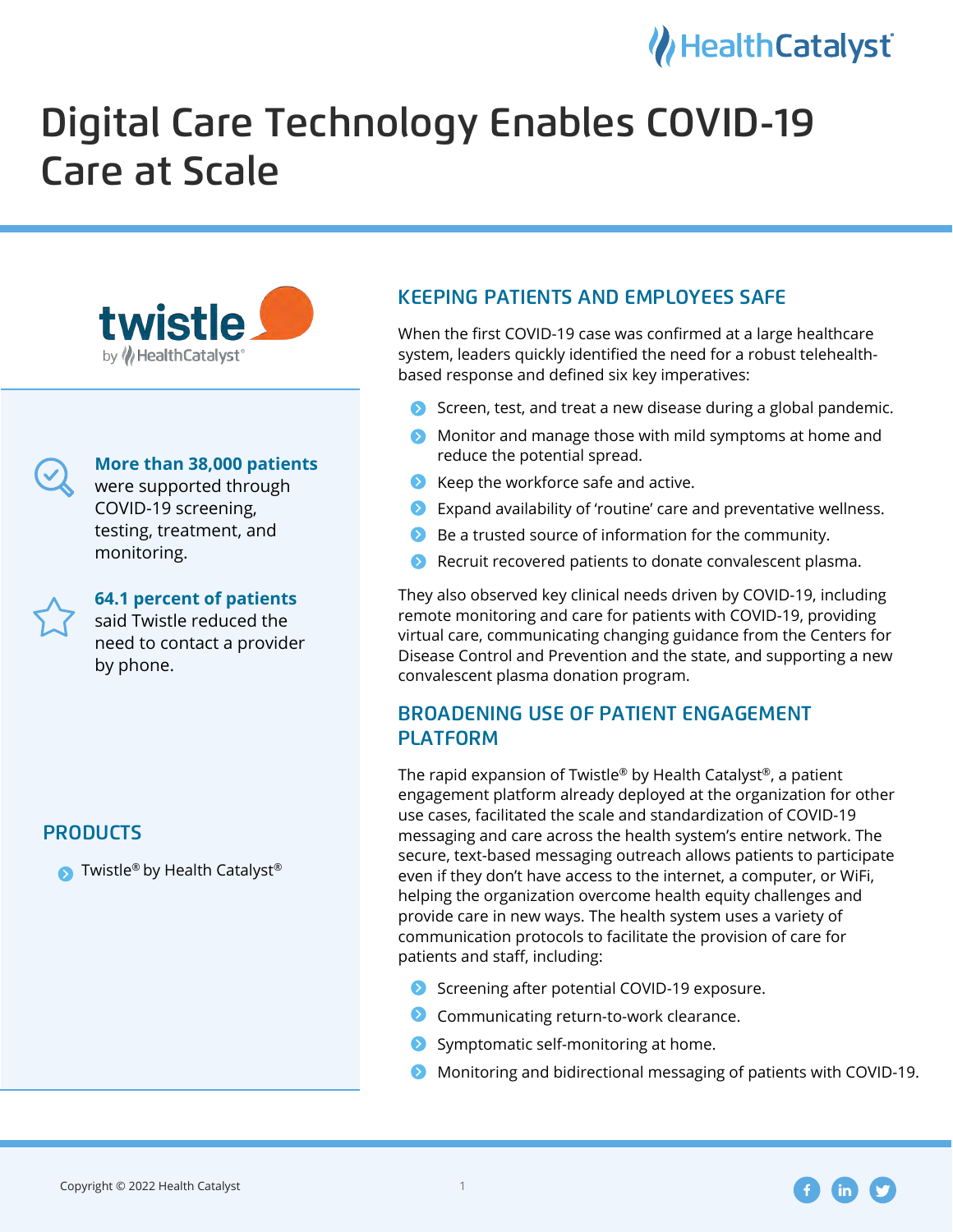# Digital Care Technology Enables COVID-19 Care at Scale

**More than 38,000 patients** were supported through COVID-19 screening, testing, treatment, and monitoring.

**64.1 percent of patients** said Twistle reduced the need to contact a provider by phone.

## PRODUCTS

- Twistle® by Health Catalyst®

## KEEPING PATIENTS AND EMPLOYEES SAFE

When the first COVID-19 case was confirmed at a large healthcare system, leaders quickly identified the need for a robust telehealth-based response and defined six key imperatives:

- Screen, test, and treat a new disease during a global pandemic.
- Monitor and manage those with mild symptoms at home and reduce the potential spread.
- Keep the workforce safe and active.
- Expand availability of 'routine' care and preventative wellness.
- Be a trusted source of information for the community.
- Recruit recovered patients to donate convalescent plasma.

They also observed key clinical needs driven by COVID-19, including remote monitoring and care for patients with COVID-19, providing virtual care, communicating changing guidance from the Centers for Disease Control and Prevention and the state, and supporting a new convalescent plasma donation program.

## BROADENING USE OF PATIENT ENGAGEMENT PLATFORM

The rapid expansion of Twistle® by Health Catalyst®, a patient engagement platform already deployed at the organization for other use cases, facilitated the scale and standardization of COVID-19 messaging and care across the health system's entire network. The secure, text-based messaging outreach allows patients to participate even if they don't have access to the internet, a computer, or WiFi, helping the organization overcome health equity challenges and provide care in new ways. The health system uses a variety of communication protocols to facilitate the provision of care for patients and staff, including:

- Screening after potential COVID-19 exposure.
- Communicating return-to-work clearance.
- Symptomatic self-monitoring at home.
- Monitoring and bidirectional messaging of patients with COVID-19.

Copyright © 2022 Health Catalyst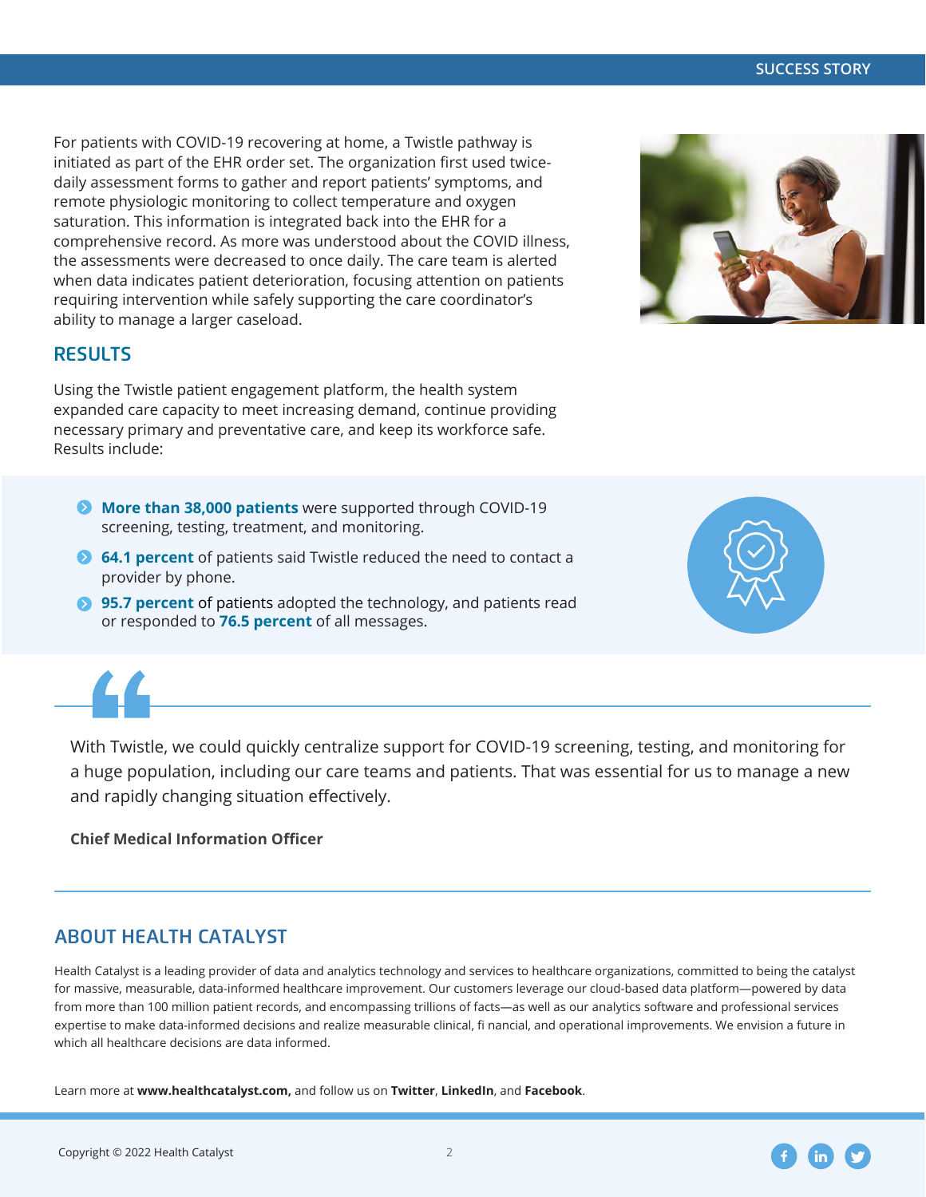For patients with COVID-19 recovering at home, a Twistle pathway is initiated as part of the EHR order set. The organization first used twice-daily assessment forms to gather and report patients' symptoms, and remote physiologic monitoring to collect temperature and oxygen saturation. This information is integrated back into the EHR for a comprehensive record. As more was understood about the COVID illness, the assessments were decreased to once daily. The care team is alerted when data indicates patient deterioration, focusing attention on patients requiring intervention while safely supporting the care coordinator's ability to manage a larger caseload.

## RESULTS

Using the Twistle patient engagement platform, the health system expanded care capacity to meet increasing demand, continue providing necessary primary and preventative care, and keep its workforce safe. Results include:

- **More than 38,000 patients** were supported through COVID-19 screening, testing, treatment, and monitoring.
- **64.1 percent** of patients said Twistle reduced the need to contact a provider by phone.
- **95.7 percent** of patients adopted the technology, and patients read or responded to **76.5 percent** of all messages.

> With Twistle, we could quickly centralize support for COVID-19 screening, testing, and monitoring for a huge population, including our care teams and patients. That was essential for us to manage a new and rapidly changing situation effectively.
>
> **Chief Medical Information Officer**

## ABOUT HEALTH CATALYST

Health Catalyst is a leading provider of data and analytics technology and services to healthcare organizations, committed to being the catalyst for massive, measurable, data-informed healthcare improvement. Our customers leverage our cloud-based data platform—powered by data from more than 100 million patient records, and encompassing trillions of facts—as well as our analytics software and professional services expertise to make data-informed decisions and realize measurable clinical, fi nancial, and operational improvements. We envision a future in which all healthcare decisions are data informed.

Learn more at **www.healthcatalyst.com,** and follow us on **Twitter**, **LinkedIn**, and **Facebook**.

Copyright © 2022 Health Catalyst